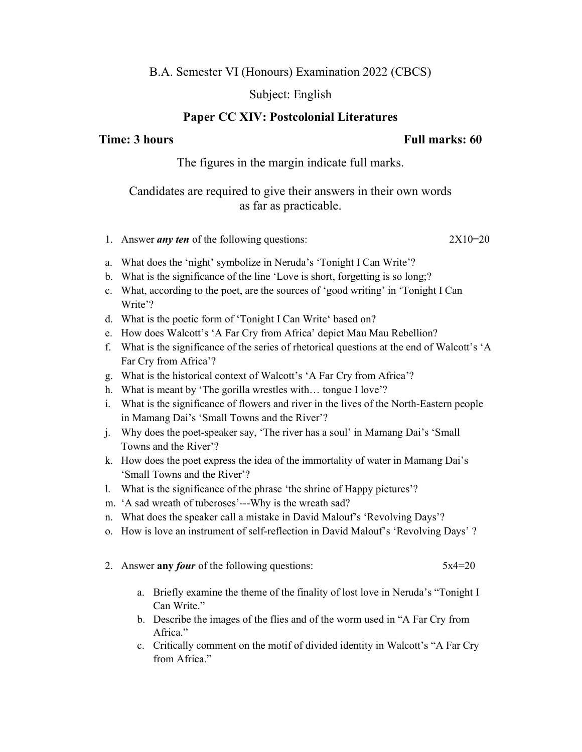B.A. Semester VI (Honours) Examination 2022 (CBCS)

Subject: English

**Paper CC XIV: Postcolonial Literatures**

**Time: 3 hours** **Full marks: 60**

The figures in the margin indicate full marks.

Candidates are required to give their answers in their own words as far as practicable.

1. Answer ***any ten*** of the following questions: 2X10=20

a. What does the 'night' symbolize in Neruda's 'Tonight I Can Write'?
b. What is the significance of the line 'Love is short, forgetting is so long;?
c. What, according to the poet, are the sources of 'good writing' in 'Tonight I Can Write'?
d. What is the poetic form of 'Tonight I Can Write' based on?
e. How does Walcott's 'A Far Cry from Africa' depict Mau Mau Rebellion?
f. What is the significance of the series of rhetorical questions at the end of Walcott's 'A Far Cry from Africa'?
g. What is the historical context of Walcott's 'A Far Cry from Africa'?
h. What is meant by 'The gorilla wrestles with… tongue I love'?
i. What is the significance of flowers and river in the lives of the North-Eastern people in Mamang Dai's 'Small Towns and the River'?
j. Why does the poet-speaker say, 'The river has a soul' in Mamang Dai's 'Small Towns and the River'?
k. How does the poet express the idea of the immortality of water in Mamang Dai's 'Small Towns and the River'?
l. What is the significance of the phrase 'the shrine of Happy pictures'?
m. 'A sad wreath of tuberoses'---Why is the wreath sad?
n. What does the speaker call a mistake in David Malouf's 'Revolving Days'?
o. How is love an instrument of self-reflection in David Malouf's 'Revolving Days' ?

2. Answer **any *four*** of the following questions: 5x4=20

   a. Briefly examine the theme of the finality of lost love in Neruda's "Tonight I Can Write."
   b. Describe the images of the flies and of the worm used in "A Far Cry from Africa."
   c. Critically comment on the motif of divided identity in Walcott's "A Far Cry from Africa."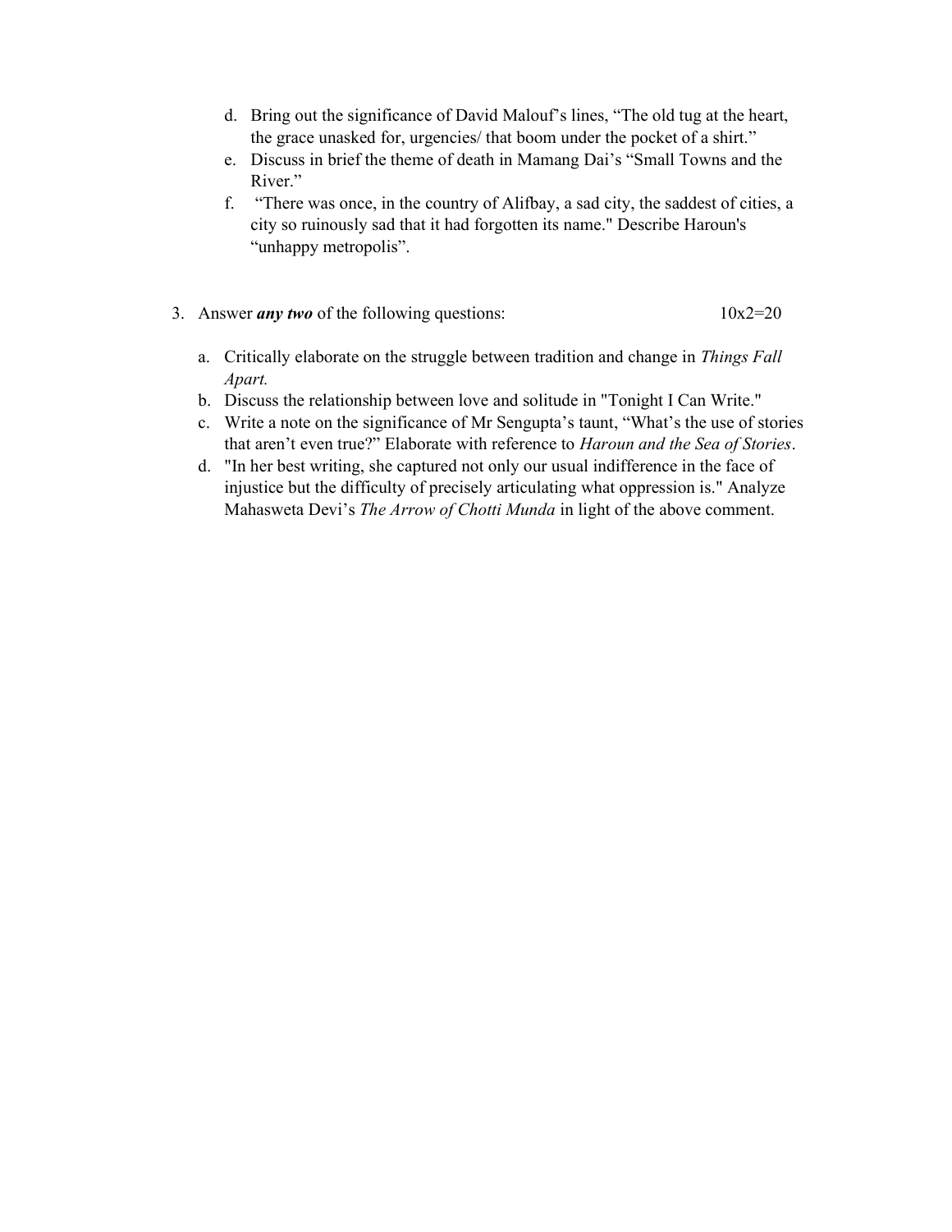d. Bring out the significance of David Malouf's lines, "The old tug at the heart, the grace unasked for, urgencies/ that boom under the pocket of a shirt."

e. Discuss in brief the theme of death in Mamang Dai's "Small Towns and the River."

f. "There was once, in the country of Alifbay, a sad city, the saddest of cities, a city so ruinously sad that it had forgotten its name." Describe Haroun's "unhappy metropolis".

3. Answer ***any two*** of the following questions: 10x2=20

   a. Critically elaborate on the struggle between tradition and change in *Things Fall Apart.*

   b. Discuss the relationship between love and solitude in "Tonight I Can Write."

   c. Write a note on the significance of Mr Sengupta's taunt, "What's the use of stories that aren't even true?" Elaborate with reference to *Haroun and the Sea of Stories*.

   d. "In her best writing, she captured not only our usual indifference in the face of injustice but the difficulty of precisely articulating what oppression is." Analyze Mahasweta Devi's *The Arrow of Chotti Munda* in light of the above comment.